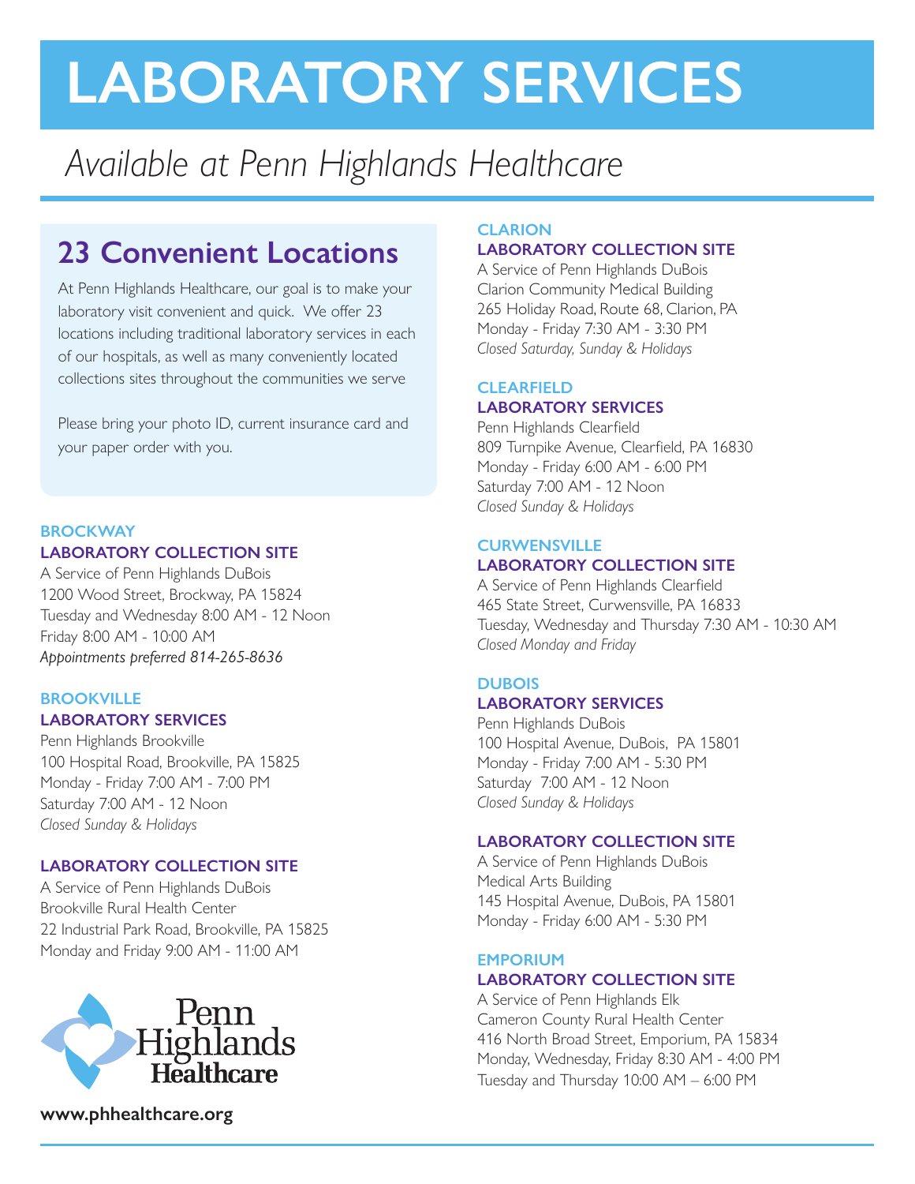# LABORATORY SERVICES

*Available at Penn Highlands Healthcare*

## 23 Convenient Locations

At Penn Highlands Healthcare, our goal is to make your laboratory visit convenient and quick. We offer 23 locations including traditional laboratory services in each of our hospitals, as well as many conveniently located collections sites throughout the communities we serve

Please bring your photo ID, current insurance card and your paper order with you.

### BROCKWAY

**LABORATORY COLLECTION SITE**

A Service of Penn Highlands DuBois
1200 Wood Street, Brockway, PA 15824
Tuesday and Wednesday 8:00 AM - 12 Noon
Friday 8:00 AM - 10:00 AM
*Appointments preferred 814-265-8636*

### BROOKVILLE

**LABORATORY SERVICES**

Penn Highlands Brookville
100 Hospital Road, Brookville, PA 15825
Monday - Friday 7:00 AM - 7:00 PM
Saturday 7:00 AM - 12 Noon
*Closed Sunday & Holidays*

**LABORATORY COLLECTION SITE**

A Service of Penn Highlands DuBois
Brookville Rural Health Center
22 Industrial Park Road, Brookville, PA 15825
Monday and Friday 9:00 AM - 11:00 AM

Penn Highlands Healthcare

**www.phhealthcare.org**

### CLARION

**LABORATORY COLLECTION SITE**

A Service of Penn Highlands DuBois
Clarion Community Medical Building
265 Holiday Road, Route 68, Clarion, PA
Monday - Friday 7:30 AM - 3:30 PM
*Closed Saturday, Sunday & Holidays*

### CLEARFIELD

**LABORATORY SERVICES**

Penn Highlands Clearfield
809 Turnpike Avenue, Clearfield, PA 16830
Monday - Friday 6:00 AM - 6:00 PM
Saturday 7:00 AM - 12 Noon
*Closed Sunday & Holidays*

### CURWENSVILLE

**LABORATORY COLLECTION SITE**

A Service of Penn Highlands Clearfield
465 State Street, Curwensville, PA 16833
Tuesday, Wednesday and Thursday 7:30 AM - 10:30 AM
*Closed Monday and Friday*

### DUBOIS

**LABORATORY SERVICES**

Penn Highlands DuBois
100 Hospital Avenue, DuBois, PA 15801
Monday - Friday 7:00 AM - 5:30 PM
Saturday 7:00 AM - 12 Noon
*Closed Sunday & Holidays*

**LABORATORY COLLECTION SITE**

A Service of Penn Highlands DuBois
Medical Arts Building
145 Hospital Avenue, DuBois, PA 15801
Monday - Friday 6:00 AM - 5:30 PM

### EMPORIUM

**LABORATORY COLLECTION SITE**

A Service of Penn Highlands Elk
Cameron County Rural Health Center
416 North Broad Street, Emporium, PA 15834
Monday, Wednesday, Friday 8:30 AM - 4:00 PM
Tuesday and Thursday 10:00 AM – 6:00 PM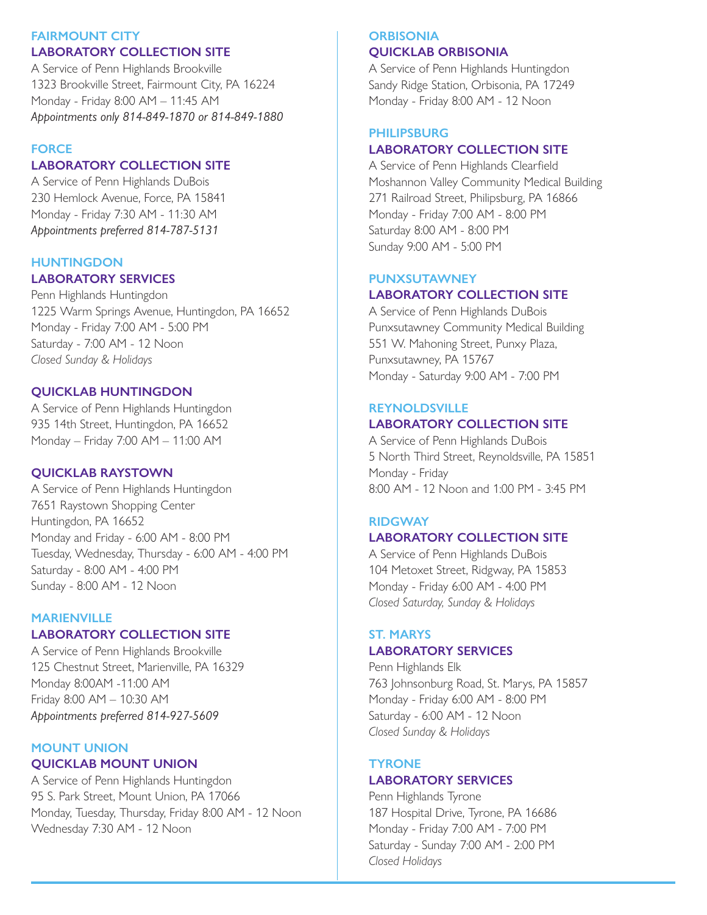## FAIRMOUNT CITY

### LABORATORY COLLECTION SITE

A Service of Penn Highlands Brookville
1323 Brookville Street, Fairmount City, PA 16224
Monday - Friday 8:00 AM – 11:45 AM
*Appointments only 814-849-1870 or 814-849-1880*

## FORCE

### LABORATORY COLLECTION SITE

A Service of Penn Highlands DuBois
230 Hemlock Avenue, Force, PA 15841
Monday - Friday 7:30 AM - 11:30 AM
*Appointments preferred 814-787-5131*

## HUNTINGDON

### LABORATORY SERVICES

Penn Highlands Huntingdon
1225 Warm Springs Avenue, Huntingdon, PA 16652
Monday - Friday 7:00 AM - 5:00 PM
Saturday - 7:00 AM - 12 Noon
*Closed Sunday & Holidays*

### QUICKLAB HUNTINGDON

A Service of Penn Highlands Huntingdon
935 14th Street, Huntingdon, PA 16652
Monday – Friday 7:00 AM – 11:00 AM

### QUICKLAB RAYSTOWN

A Service of Penn Highlands Huntingdon
7651 Raystown Shopping Center
Huntingdon, PA 16652
Monday and Friday - 6:00 AM - 8:00 PM
Tuesday, Wednesday, Thursday - 6:00 AM - 4:00 PM
Saturday - 8:00 AM - 4:00 PM
Sunday - 8:00 AM - 12 Noon

## MARIENVILLE

### LABORATORY COLLECTION SITE

A Service of Penn Highlands Brookville
125 Chestnut Street, Marienville, PA 16329
Monday 8:00AM -11:00 AM
Friday 8:00 AM – 10:30 AM
*Appointments preferred 814-927-5609*

## MOUNT UNION

### QUICKLAB MOUNT UNION

A Service of Penn Highlands Huntingdon
95 S. Park Street, Mount Union, PA 17066
Monday, Tuesday, Thursday, Friday 8:00 AM - 12 Noon
Wednesday 7:30 AM - 12 Noon

## ORBISONIA

### QUICKLAB ORBISONIA

A Service of Penn Highlands Huntingdon
Sandy Ridge Station, Orbisonia, PA 17249
Monday - Friday 8:00 AM - 12 Noon

## PHILIPSBURG

### LABORATORY COLLECTION SITE

A Service of Penn Highlands Clearfield
Moshannon Valley Community Medical Building
271 Railroad Street, Philipsburg, PA 16866
Monday - Friday 7:00 AM - 8:00 PM
Saturday 8:00 AM - 8:00 PM
Sunday 9:00 AM - 5:00 PM

## PUNXSUTAWNEY

### LABORATORY COLLECTION SITE

A Service of Penn Highlands DuBois
Punxsutawney Community Medical Building
551 W. Mahoning Street, Punxy Plaza,
Punxsutawney, PA 15767
Monday - Saturday 9:00 AM - 7:00 PM

## REYNOLDSVILLE

### LABORATORY COLLECTION SITE

A Service of Penn Highlands DuBois
5 North Third Street, Reynoldsville, PA 15851
Monday - Friday
8:00 AM - 12 Noon and 1:00 PM - 3:45 PM

## RIDGWAY

### LABORATORY COLLECTION SITE

A Service of Penn Highlands DuBois
104 Metoxet Street, Ridgway, PA 15853
Monday - Friday 6:00 AM - 4:00 PM
*Closed Saturday, Sunday & Holidays*

## ST. MARYS

### LABORATORY SERVICES

Penn Highlands Elk
763 Johnsonburg Road, St. Marys, PA 15857
Monday - Friday 6:00 AM - 8:00 PM
Saturday - 6:00 AM - 12 Noon
*Closed Sunday & Holidays*

## TYRONE

### LABORATORY SERVICES

Penn Highlands Tyrone
187 Hospital Drive, Tyrone, PA 16686
Monday - Friday 7:00 AM - 7:00 PM
Saturday - Sunday 7:00 AM - 2:00 PM
*Closed Holidays*